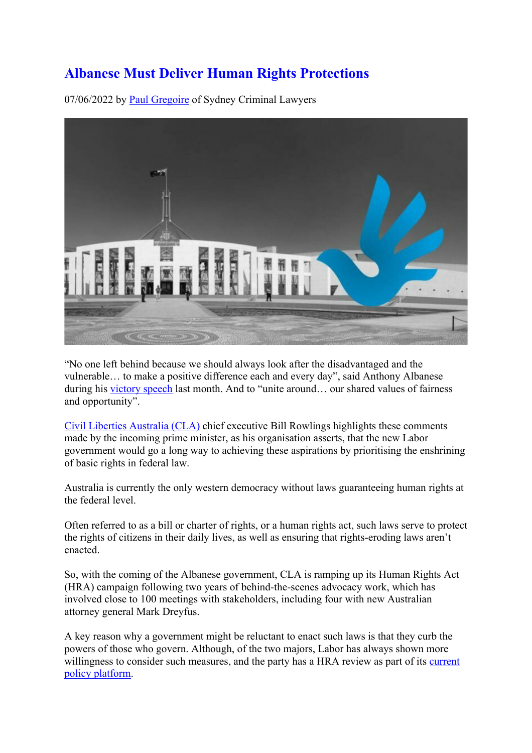# Albanese Must Deliver Human Rights Protections

07/06/2022 by Paul Gregoire of Sydney Criminal Lawyers

"No one left behind because we should always look after the disadvantaged and the vulnerable… to make a positive difference each and every day", said Anthony Albanese during his victory speech last month. And to "unite around… our shared values of fairness and opportunity".

Civil Liberties Australia (CLA) chief executive Bill Rowlings highlights these comments made by the incoming prime minister, as his organisation asserts, that the new Labor government would go a long way to achieving these aspirations by prioritising the enshrining of basic rights in federal law.

Australia is currently the only western democracy without laws guaranteeing human rights at the federal level.

Often referred to as a bill or charter of rights, or a human rights act, such laws serve to protect the rights of citizens in their daily lives, as well as ensuring that rights-eroding laws aren't enacted.

So, with the coming of the Albanese government, CLA is ramping up its Human Rights Act (HRA) campaign following two years of behind-the-scenes advocacy work, which has involved close to 100 meetings with stakeholders, including four with new Australian attorney general Mark Dreyfus.

A key reason why a government might be reluctant to enact such laws is that they curb the powers of those who govern. Although, of the two majors, Labor has always shown more willingness to consider such measures, and the party has a HRA review as part of its current policy platform.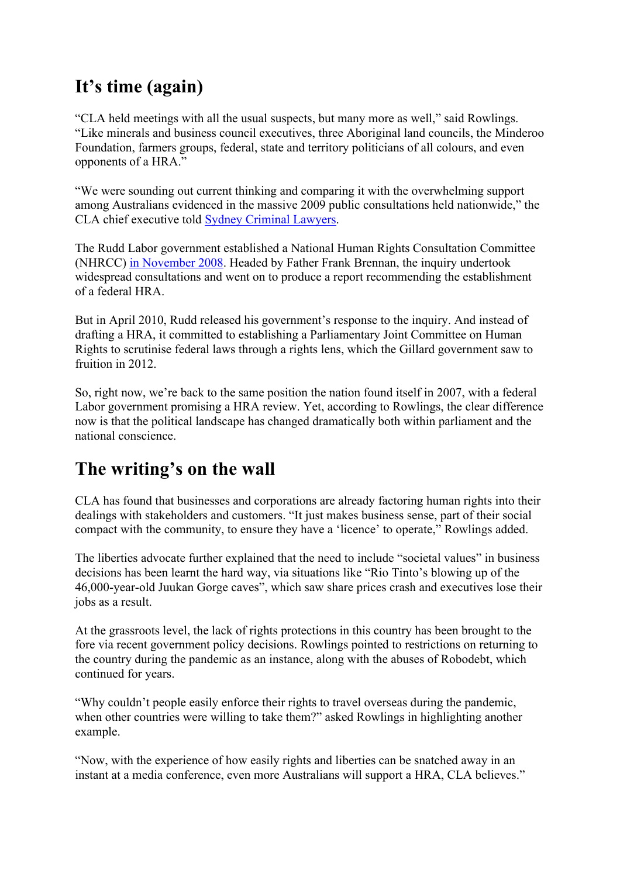## It's time (again)

"CLA held meetings with all the usual suspects, but many more as well," said Rowlings. "Like minerals and business council executives, three Aboriginal land councils, the Minderoo Foundation, farmers groups, federal, state and territory politicians of all colours, and even opponents of a HRA."

"We were sounding out current thinking and comparing it with the overwhelming support among Australians evidenced in the massive 2009 public consultations held nationwide," the CLA chief executive told Sydney Criminal Lawyers.

The Rudd Labor government established a National Human Rights Consultation Committee (NHRCC) in November 2008. Headed by Father Frank Brennan, the inquiry undertook widespread consultations and went on to produce a report recommending the establishment of a federal HRA.

But in April 2010, Rudd released his government's response to the inquiry. And instead of drafting a HRA, it committed to establishing a Parliamentary Joint Committee on Human Rights to scrutinise federal laws through a rights lens, which the Gillard government saw to fruition in 2012.

So, right now, we're back to the same position the nation found itself in 2007, with a federal Labor government promising a HRA review. Yet, according to Rowlings, the clear difference now is that the political landscape has changed dramatically both within parliament and the national conscience.

## The writing's on the wall

CLA has found that businesses and corporations are already factoring human rights into their dealings with stakeholders and customers. "It just makes business sense, part of their social compact with the community, to ensure they have a 'licence' to operate," Rowlings added.

The liberties advocate further explained that the need to include "societal values" in business decisions has been learnt the hard way, via situations like "Rio Tinto's blowing up of the 46,000-year-old Juukan Gorge caves", which saw share prices crash and executives lose their jobs as a result.

At the grassroots level, the lack of rights protections in this country has been brought to the fore via recent government policy decisions. Rowlings pointed to restrictions on returning to the country during the pandemic as an instance, along with the abuses of Robodebt, which continued for years.

"Why couldn't people easily enforce their rights to travel overseas during the pandemic, when other countries were willing to take them?" asked Rowlings in highlighting another example.

"Now, with the experience of how easily rights and liberties can be snatched away in an instant at a media conference, even more Australians will support a HRA, CLA believes."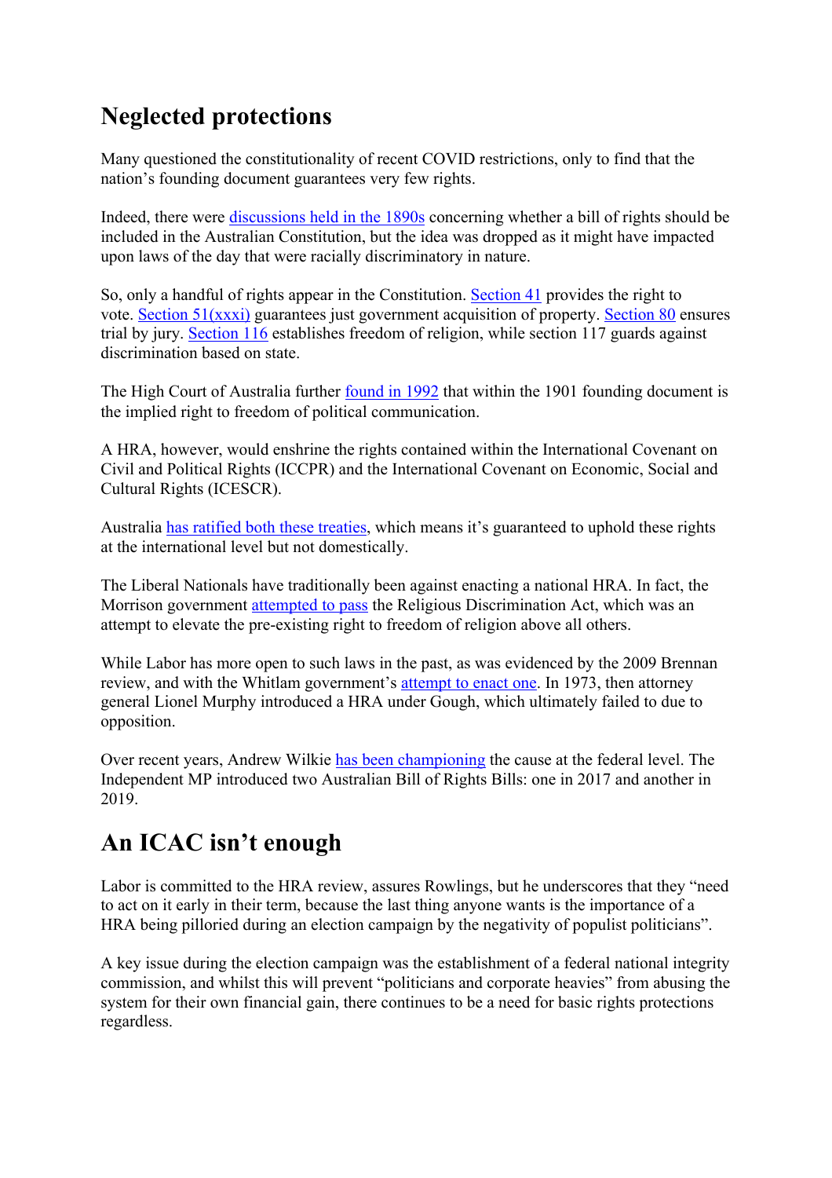## Neglected protections

Many questioned the constitutionality of recent COVID restrictions, only to find that the nation's founding document guarantees very few rights.

Indeed, there were discussions held in the 1890s concerning whether a bill of rights should be included in the Australian Constitution, but the idea was dropped as it might have impacted upon laws of the day that were racially discriminatory in nature.

So, only a handful of rights appear in the Constitution. Section 41 provides the right to vote. Section 51(xxxi) guarantees just government acquisition of property. Section 80 ensures trial by jury. Section 116 establishes freedom of religion, while section 117 guards against discrimination based on state.

The High Court of Australia further found in 1992 that within the 1901 founding document is the implied right to freedom of political communication.

A HRA, however, would enshrine the rights contained within the International Covenant on Civil and Political Rights (ICCPR) and the International Covenant on Economic, Social and Cultural Rights (ICESCR).

Australia has ratified both these treaties, which means it's guaranteed to uphold these rights at the international level but not domestically.

The Liberal Nationals have traditionally been against enacting a national HRA. In fact, the Morrison government attempted to pass the Religious Discrimination Act, which was an attempt to elevate the pre-existing right to freedom of religion above all others.

While Labor has more open to such laws in the past, as was evidenced by the 2009 Brennan review, and with the Whitlam government's attempt to enact one. In 1973, then attorney general Lionel Murphy introduced a HRA under Gough, which ultimately failed to due to opposition.

Over recent years, Andrew Wilkie has been championing the cause at the federal level. The Independent MP introduced two Australian Bill of Rights Bills: one in 2017 and another in 2019.

## An ICAC isn't enough

Labor is committed to the HRA review, assures Rowlings, but he underscores that they "need to act on it early in their term, because the last thing anyone wants is the importance of a HRA being pilloried during an election campaign by the negativity of populist politicians".

A key issue during the election campaign was the establishment of a federal national integrity commission, and whilst this will prevent "politicians and corporate heavies" from abusing the system for their own financial gain, there continues to be a need for basic rights protections regardless.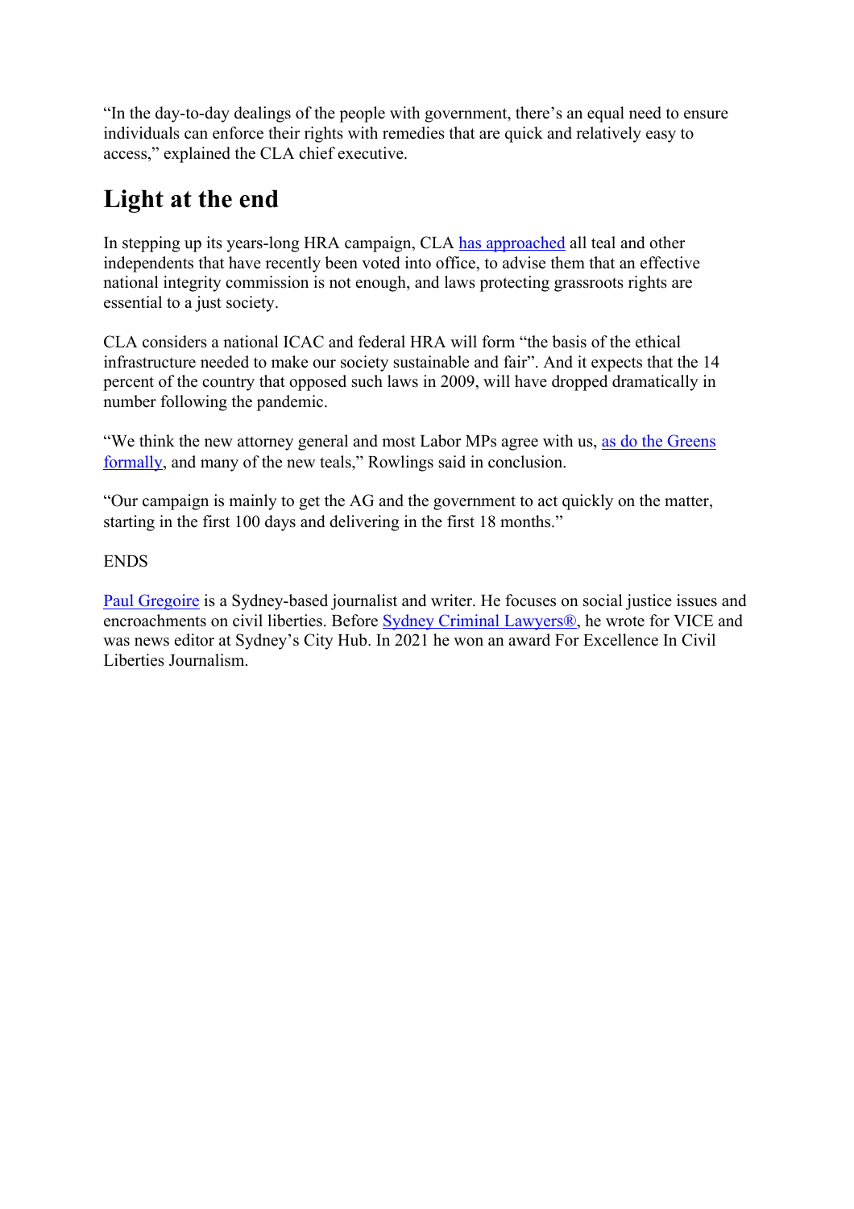"In the day-to-day dealings of the people with government, there's an equal need to ensure individuals can enforce their rights with remedies that are quick and relatively easy to access," explained the CLA chief executive.

## Light at the end

In stepping up its years-long HRA campaign, CLA has approached all teal and other independents that have recently been voted into office, to advise them that an effective national integrity commission is not enough, and laws protecting grassroots rights are essential to a just society.

CLA considers a national ICAC and federal HRA will form "the basis of the ethical infrastructure needed to make our society sustainable and fair". And it expects that the 14 percent of the country that opposed such laws in 2009, will have dropped dramatically in number following the pandemic.

"We think the new attorney general and most Labor MPs agree with us, as do the Greens formally, and many of the new teals," Rowlings said in conclusion.

"Our campaign is mainly to get the AG and the government to act quickly on the matter, starting in the first 100 days and delivering in the first 18 months."

ENDS

Paul Gregoire is a Sydney-based journalist and writer. He focuses on social justice issues and encroachments on civil liberties. Before Sydney Criminal Lawyers®, he wrote for VICE and was news editor at Sydney's City Hub. In 2021 he won an award For Excellence In Civil Liberties Journalism.